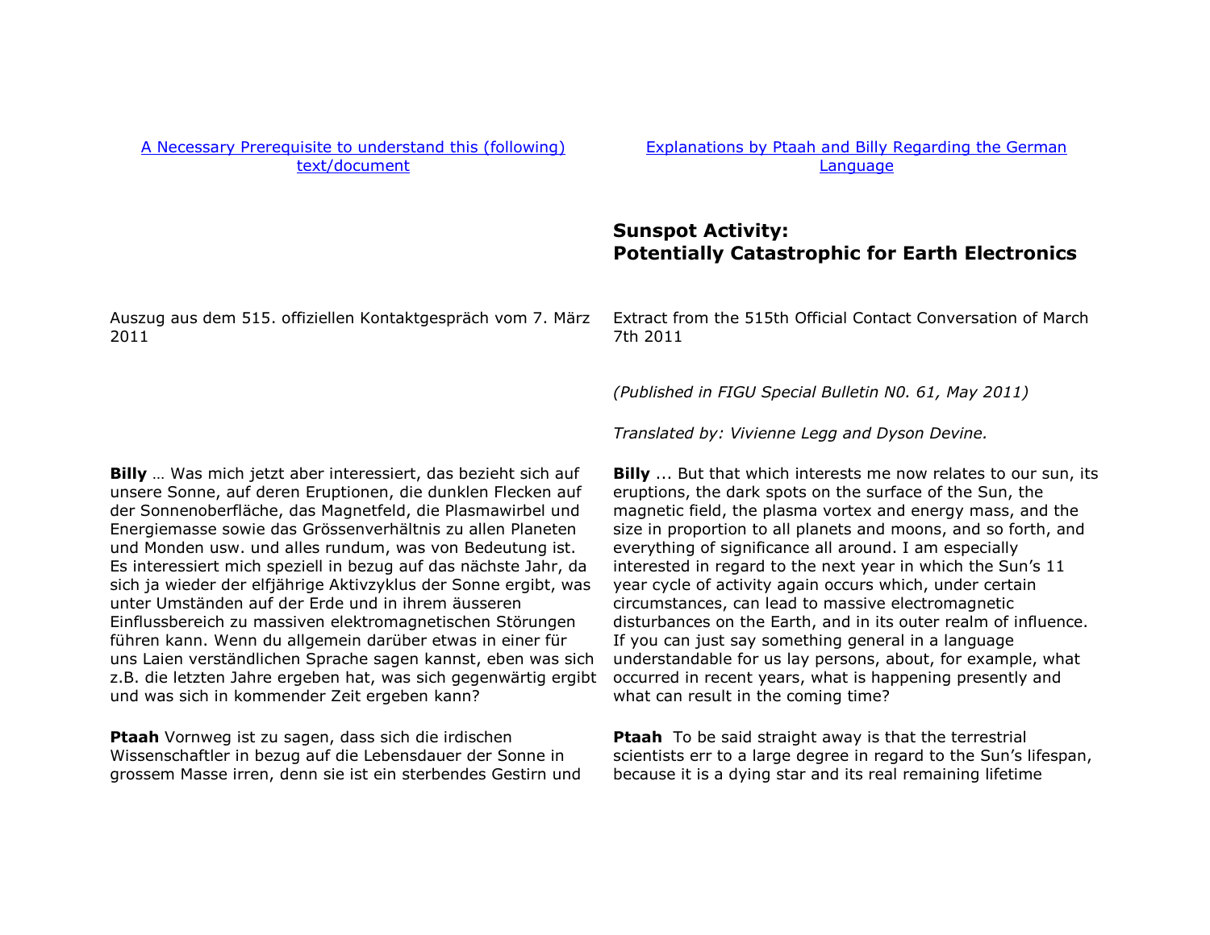[A Necessary Prerequisite to understand this (following) text/document]

[Explanations by Ptaah and Billy Regarding the German Language]

## Sunspot Activity: Potentially Catastrophic for Earth Electronics

Auszug aus dem 515. offiziellen Kontaktgespräch vom 7. März 2011

Extract from the 515th Official Contact Conversation of March 7th 2011

*(Published in FIGU Special Bulletin N0. 61, May 2011)*

*Translated by: Vivienne Legg and Dyson Devine.*

**Billy** … Was mich jetzt aber interessiert, das bezieht sich auf unsere Sonne, auf deren Eruptionen, die dunklen Flecken auf der Sonnenoberfläche, das Magnetfeld, die Plasmawirbel und Energiemasse sowie das Grössenverhältnis zu allen Planeten und Monden usw. und alles rundum, was von Bedeutung ist. Es interessiert mich speziell in bezug auf das nächste Jahr, da sich ja wieder der elfjährige Aktivzyklus der Sonne ergibt, was unter Umständen auf der Erde und in ihrem äusseren Einflussbereich zu massiven elektromagnetischen Störungen führen kann. Wenn du allgemein darüber etwas in einer für uns Laien verständlichen Sprache sagen kannst, eben was sich z.B. die letzten Jahre ergeben hat, was sich gegenwärtig ergibt und was sich in kommender Zeit ergeben kann?

**Billy** ... But that which interests me now relates to our sun, its eruptions, the dark spots on the surface of the Sun, the magnetic field, the plasma vortex and energy mass, and the size in proportion to all planets and moons, and so forth, and everything of significance all around. I am especially interested in regard to the next year in which the Sun's 11 year cycle of activity again occurs which, under certain circumstances, can lead to massive electromagnetic disturbances on the Earth, and in its outer realm of influence. If you can just say something general in a language understandable for us lay persons, about, for example, what occurred in recent years, what is happening presently and what can result in the coming time?

**Ptaah** Vornweg ist zu sagen, dass sich die irdischen Wissenschaftler in bezug auf die Lebensdauer der Sonne in grossem Masse irren, denn sie ist ein sterbendes Gestirn und

**Ptaah** To be said straight away is that the terrestrial scientists err to a large degree in regard to the Sun's lifespan, because it is a dying star and its real remaining lifetime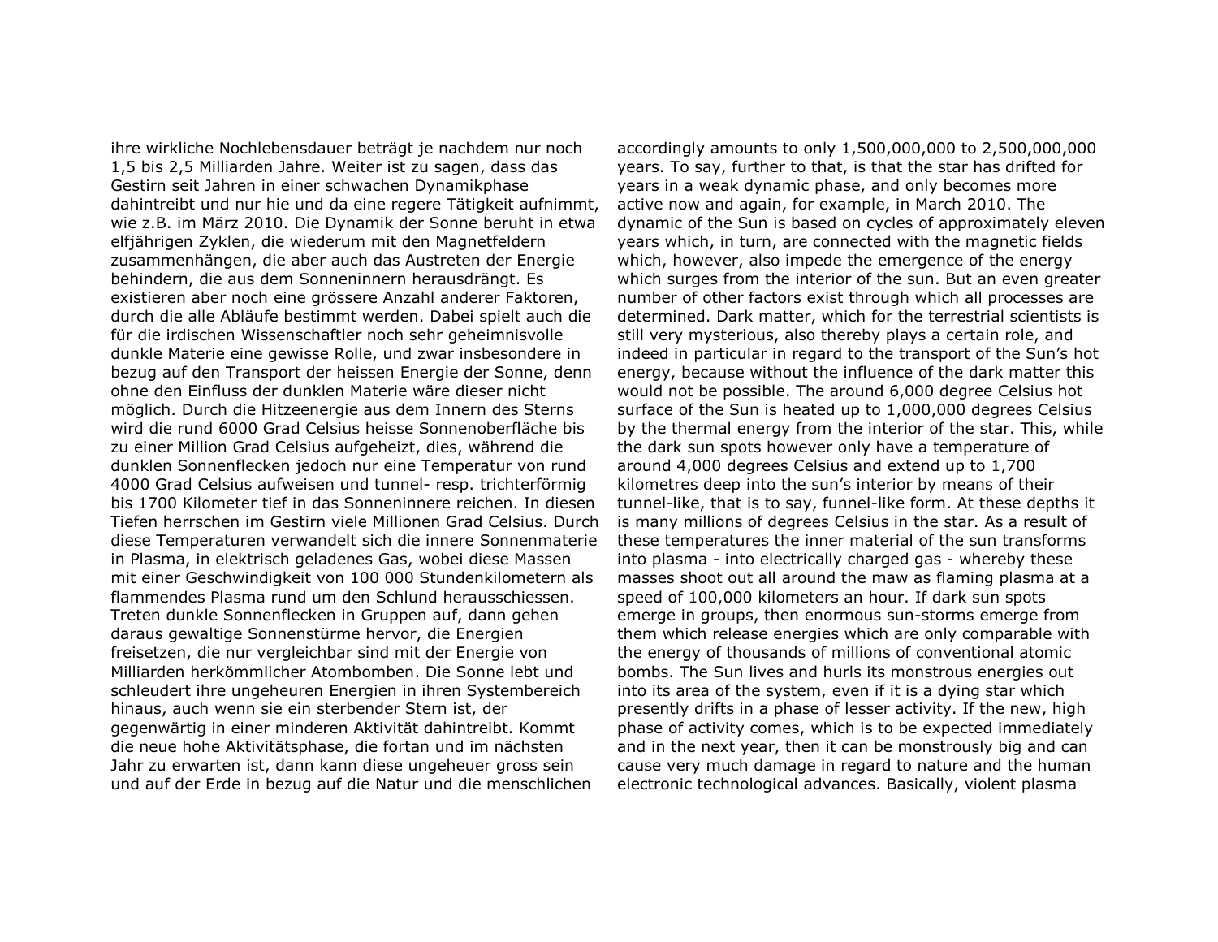ihre wirkliche Nochlebensdauer beträgt je nachdem nur noch 1,5 bis 2,5 Milliarden Jahre. Weiter ist zu sagen, dass das Gestirn seit Jahren in einer schwachen Dynamikphase dahintreibt und nur hie und da eine regere Tätigkeit aufnimmt, wie z.B. im März 2010. Die Dynamik der Sonne beruht in etwa elfjährigen Zyklen, die wiederum mit den Magnetfeldern zusammenhängen, die aber auch das Austreten der Energie behindern, die aus dem Sonneninnern herausdrängt. Es existieren aber noch eine grössere Anzahl anderer Faktoren, durch die alle Abläufe bestimmt werden. Dabei spielt auch die für die irdischen Wissenschaftler noch sehr geheimnisvolle dunkle Materie eine gewisse Rolle, und zwar insbesondere in bezug auf den Transport der heissen Energie der Sonne, denn ohne den Einfluss der dunklen Materie wäre dieser nicht möglich. Durch die Hitzeenergie aus dem Innern des Sterns wird die rund 6000 Grad Celsius heisse Sonnenoberfläche bis zu einer Million Grad Celsius aufgeheizt, dies, während die dunklen Sonnenflecken jedoch nur eine Temperatur von rund 4000 Grad Celsius aufweisen und tunnel- resp. trichterförmig bis 1700 Kilometer tief in das Sonneninnere reichen. In diesen Tiefen herrschen im Gestirn viele Millionen Grad Celsius. Durch diese Temperaturen verwandelt sich die innere Sonnenmaterie in Plasma, in elektrisch geladenes Gas, wobei diese Massen mit einer Geschwindigkeit von 100 000 Stundenkilometern als flammendes Plasma rund um den Schlund herausschiessen. Treten dunkle Sonnenflecken in Gruppen auf, dann gehen daraus gewaltige Sonnenstürme hervor, die Energien freisetzen, die nur vergleichbar sind mit der Energie von Milliarden herkömmlicher Atombomben. Die Sonne lebt und schleudert ihre ungeheuren Energien in ihren Systembereich hinaus, auch wenn sie ein sterbender Stern ist, der gegenwärtig in einer minderen Aktivität dahintreibt. Kommt die neue hohe Aktivitätsphase, die fortan und im nächsten Jahr zu erwarten ist, dann kann diese ungeheuer gross sein und auf der Erde in bezug auf die Natur und die menschlichen

accordingly amounts to only 1,500,000,000 to 2,500,000,000 years. To say, further to that, is that the star has drifted for years in a weak dynamic phase, and only becomes more active now and again, for example, in March 2010. The dynamic of the Sun is based on cycles of approximately eleven years which, in turn, are connected with the magnetic fields which, however, also impede the emergence of the energy which surges from the interior of the sun. But an even greater number of other factors exist through which all processes are determined. Dark matter, which for the terrestrial scientists is still very mysterious, also thereby plays a certain role, and indeed in particular in regard to the transport of the Sun's hot energy, because without the influence of the dark matter this would not be possible. The around 6,000 degree Celsius hot surface of the Sun is heated up to 1,000,000 degrees Celsius by the thermal energy from the interior of the star. This, while the dark sun spots however only have a temperature of around 4,000 degrees Celsius and extend up to 1,700 kilometres deep into the sun's interior by means of their tunnel-like, that is to say, funnel-like form. At these depths it is many millions of degrees Celsius in the star. As a result of these temperatures the inner material of the sun transforms into plasma - into electrically charged gas - whereby these masses shoot out all around the maw as flaming plasma at a speed of 100,000 kilometers an hour. If dark sun spots emerge in groups, then enormous sun-storms emerge from them which release energies which are only comparable with the energy of thousands of millions of conventional atomic bombs. The Sun lives and hurls its monstrous energies out into its area of the system, even if it is a dying star which presently drifts in a phase of lesser activity. If the new, high phase of activity comes, which is to be expected immediately and in the next year, then it can be monstrously big and can cause very much damage in regard to nature and the human electronic technological advances. Basically, violent plasma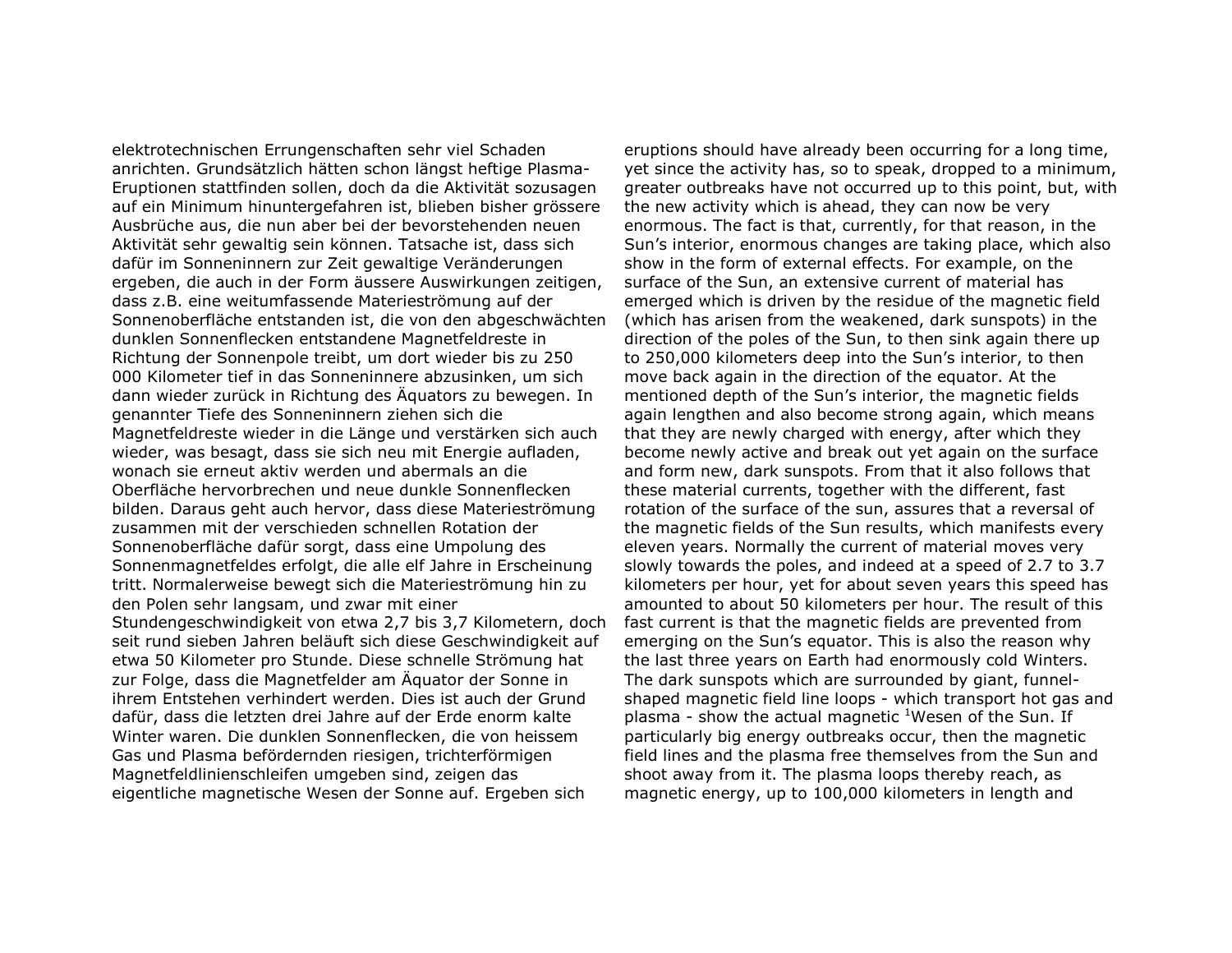elektrotechnischen Errungenschaften sehr viel Schaden anrichten. Grundsätzlich hätten schon längst heftige Plasma-Eruptionen stattfinden sollen, doch da die Aktivität sozusagen auf ein Minimum hinuntergefahren ist, blieben bisher grössere Ausbrüche aus, die nun aber bei der bevorstehenden neuen Aktivität sehr gewaltig sein können. Tatsache ist, dass sich dafür im Sonneninnern zur Zeit gewaltige Veränderungen ergeben, die auch in der Form äussere Auswirkungen zeitigen, dass z.B. eine weitumfassende Materieströmung auf der Sonnenoberfläche entstanden ist, die von den abgeschwächten dunklen Sonnenflecken entstandene Magnetfeldreste in Richtung der Sonnenpole treibt, um dort wieder bis zu 250 000 Kilometer tief in das Sonneninnere abzusinken, um sich dann wieder zurück in Richtung des Äquators zu bewegen. In genannter Tiefe des Sonneninnern ziehen sich die Magnetfeldreste wieder in die Länge und verstärken sich auch wieder, was besagt, dass sie sich neu mit Energie aufladen, wonach sie erneut aktiv werden und abermals an die Oberfläche hervorbrechen und neue dunkle Sonnenflecken bilden. Daraus geht auch hervor, dass diese Materieströmung zusammen mit der verschieden schnellen Rotation der Sonnenoberfläche dafür sorgt, dass eine Umpolung des Sonnenmagnetfeldes erfolgt, die alle elf Jahre in Erscheinung tritt. Normalerweise bewegt sich die Materieströmung hin zu den Polen sehr langsam, und zwar mit einer Stundengeschwindigkeit von etwa 2,7 bis 3,7 Kilometern, doch seit rund sieben Jahren beläuft sich diese Geschwindigkeit auf etwa 50 Kilometer pro Stunde. Diese schnelle Strömung hat zur Folge, dass die Magnetfelder am Äquator der Sonne in ihrem Entstehen verhindert werden. Dies ist auch der Grund dafür, dass die letzten drei Jahre auf der Erde enorm kalte Winter waren. Die dunklen Sonnenflecken, die von heissem Gas und Plasma befördernden riesigen, trichterförmigen Magnetfeldlinienschleifen umgeben sind, zeigen das eigentliche magnetische Wesen der Sonne auf. Ergeben sich

eruptions should have already been occurring for a long time, yet since the activity has, so to speak, dropped to a minimum, greater outbreaks have not occurred up to this point, but, with the new activity which is ahead, they can now be very enormous. The fact is that, currently, for that reason, in the Sun's interior, enormous changes are taking place, which also show in the form of external effects. For example, on the surface of the Sun, an extensive current of material has emerged which is driven by the residue of the magnetic field (which has arisen from the weakened, dark sunspots) in the direction of the poles of the Sun, to then sink again there up to 250,000 kilometers deep into the Sun's interior, to then move back again in the direction of the equator. At the mentioned depth of the Sun's interior, the magnetic fields again lengthen and also become strong again, which means that they are newly charged with energy, after which they become newly active and break out yet again on the surface and form new, dark sunspots. From that it also follows that these material currents, together with the different, fast rotation of the surface of the sun, assures that a reversal of the magnetic fields of the Sun results, which manifests every eleven years. Normally the current of material moves very slowly towards the poles, and indeed at a speed of 2.7 to 3.7 kilometers per hour, yet for about seven years this speed has amounted to about 50 kilometers per hour. The result of this fast current is that the magnetic fields are prevented from emerging on the Sun's equator. This is also the reason why the last three years on Earth had enormously cold Winters. The dark sunspots which are surrounded by giant, funnel-shaped magnetic field line loops - which transport hot gas and plasma - show the actual magnetic [1]Wesen of the Sun. If particularly big energy outbreaks occur, then the magnetic field lines and the plasma free themselves from the Sun and shoot away from it. The plasma loops thereby reach, as magnetic energy, up to 100,000 kilometers in length and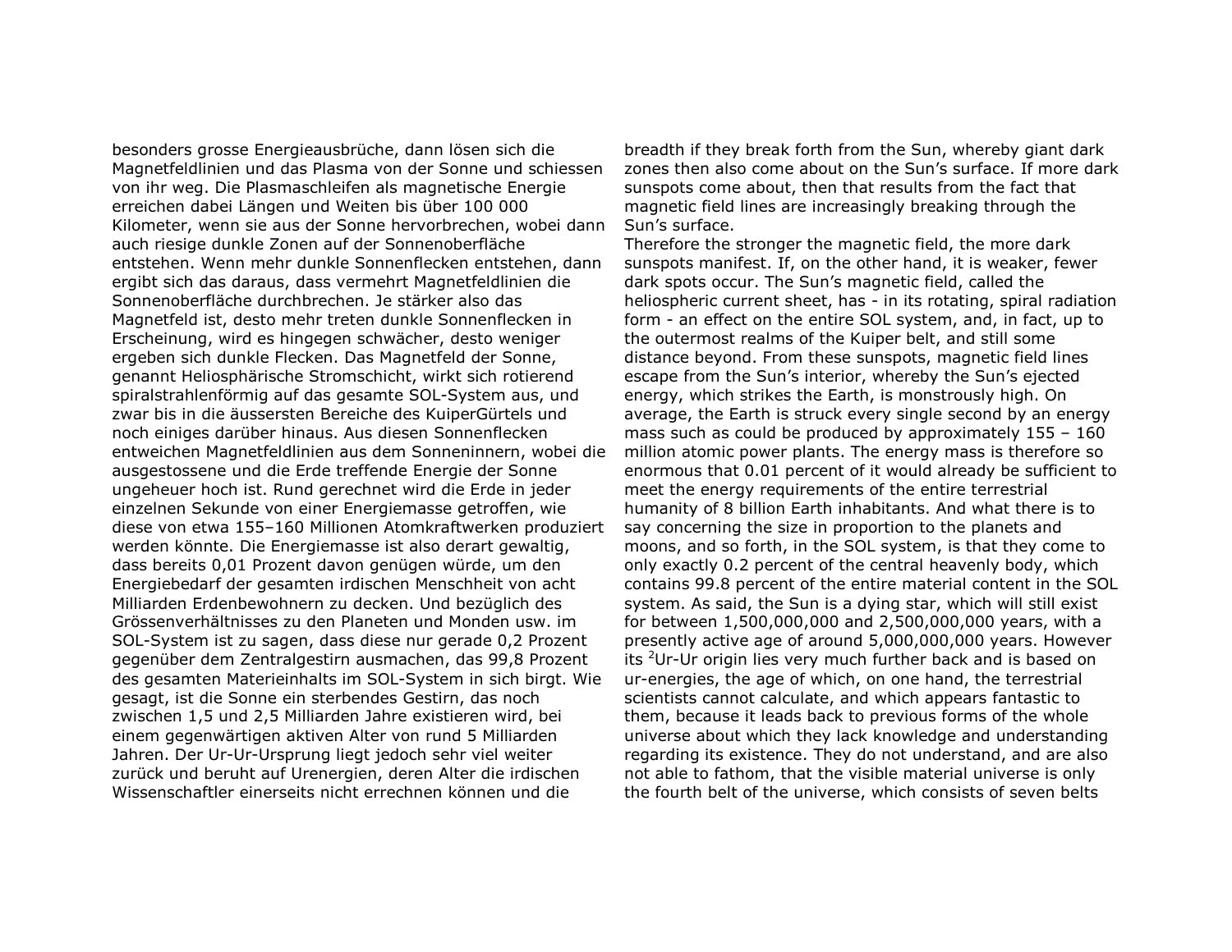besonders grosse Energieausbrüche, dann lösen sich die Magnetfeldlinien und das Plasma von der Sonne und schiessen von ihr weg. Die Plasmaschleifen als magnetische Energie erreichen dabei Längen und Weiten bis über 100 000 Kilometer, wenn sie aus der Sonne hervorbrechen, wobei dann auch riesige dunkle Zonen auf der Sonnenoberfläche entstehen. Wenn mehr dunkle Sonnenflecken entstehen, dann ergibt sich das daraus, dass vermehrt Magnetfeldlinien die Sonnenoberfläche durchbrechen. Je stärker also das Magnetfeld ist, desto mehr treten dunkle Sonnenflecken in Erscheinung, wird es hingegen schwächer, desto weniger ergeben sich dunkle Flecken. Das Magnetfeld der Sonne, genannt Heliosphärische Stromschicht, wirkt sich rotierend spiralstrahlenförmig auf das gesamte SOL-System aus, und zwar bis in die äussersten Bereiche des KuiperGürtels und noch einiges darüber hinaus. Aus diesen Sonnenflecken entweichen Magnetfeldlinien aus dem Sonneninnern, wobei die ausgestossene und die Erde treffende Energie der Sonne ungeheuer hoch ist. Rund gerechnet wird die Erde in jeder einzelnen Sekunde von einer Energiemasse getroffen, wie diese von etwa 155–160 Millionen Atomkraftwerken produziert werden könnte. Die Energiemasse ist also derart gewaltig, dass bereits 0,01 Prozent davon genügen würde, um den Energiebedarf der gesamten irdischen Menschheit von acht Milliarden Erdenbewohnern zu decken. Und bezüglich des Grössenverhältnisses zu den Planeten und Monden usw. im SOL-System ist zu sagen, dass diese nur gerade 0,2 Prozent gegenüber dem Zentralgestirn ausmachen, das 99,8 Prozent des gesamten Materieinhalts im SOL-System in sich birgt. Wie gesagt, ist die Sonne ein sterbendes Gestirn, das noch zwischen 1,5 und 2,5 Milliarden Jahre existieren wird, bei einem gegenwärtigen aktiven Alter von rund 5 Milliarden Jahren. Der Ur-Ur-Ursprung liegt jedoch sehr viel weiter zurück und beruht auf Urenergien, deren Alter die irdischen Wissenschaftler einerseits nicht errechnen können und die

breadth if they break forth from the Sun, whereby giant dark zones then also come about on the Sun's surface. If more dark sunspots come about, then that results from the fact that magnetic field lines are increasingly breaking through the Sun's surface.

Therefore the stronger the magnetic field, the more dark sunspots manifest. If, on the other hand, it is weaker, fewer dark spots occur. The Sun's magnetic field, called the heliospheric current sheet, has - in its rotating, spiral radiation form - an effect on the entire SOL system, and, in fact, up to the outermost realms of the Kuiper belt, and still some distance beyond. From these sunspots, magnetic field lines escape from the Sun's interior, whereby the Sun's ejected energy, which strikes the Earth, is monstrously high. On average, the Earth is struck every single second by an energy mass such as could be produced by approximately 155 – 160 million atomic power plants. The energy mass is therefore so enormous that 0.01 percent of it would already be sufficient to meet the energy requirements of the entire terrestrial humanity of 8 billion Earth inhabitants. And what there is to say concerning the size in proportion to the planets and moons, and so forth, in the SOL system, is that they come to only exactly 0.2 percent of the central heavenly body, which contains 99.8 percent of the entire material content in the SOL system. As said, the Sun is a dying star, which will still exist for between 1,500,000,000 and 2,500,000,000 years, with a presently active age of around 5,000,000,000 years. However its [2]Ur-Ur origin lies very much further back and is based on ur-energies, the age of which, on one hand, the terrestrial scientists cannot calculate, and which appears fantastic to them, because it leads back to previous forms of the whole universe about which they lack knowledge and understanding regarding its existence. They do not understand, and are also not able to fathom, that the visible material universe is only the fourth belt of the universe, which consists of seven belts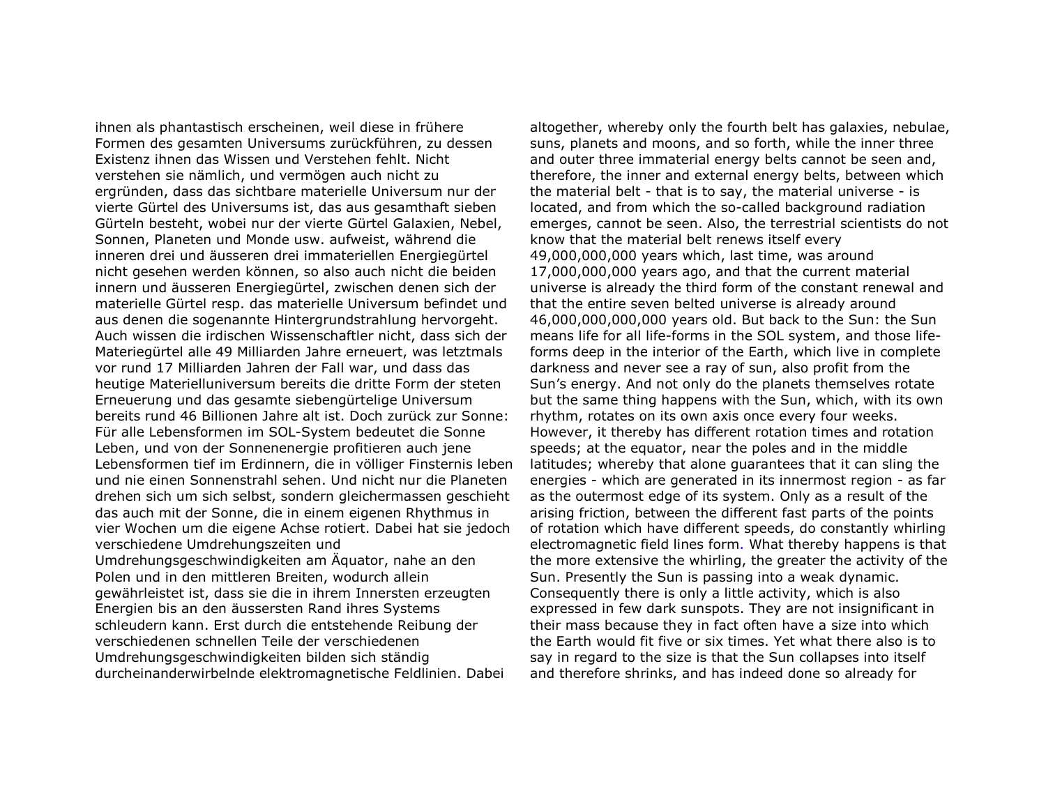ihnen als phantastisch erscheinen, weil diese in frühere Formen des gesamten Universums zurückführen, zu dessen Existenz ihnen das Wissen und Verstehen fehlt. Nicht verstehen sie nämlich, und vermögen auch nicht zu ergründen, dass das sichtbare materielle Universum nur der vierte Gürtel des Universums ist, das aus gesamthaft sieben Gürteln besteht, wobei nur der vierte Gürtel Galaxien, Nebel, Sonnen, Planeten und Monde usw. aufweist, während die inneren drei und äusseren drei immateriellen Energiegürtel nicht gesehen werden können, so also auch nicht die beiden innern und äusseren Energiegürtel, zwischen denen sich der materielle Gürtel resp. das materielle Universum befindet und aus denen die sogenannte Hintergrundstrahlung hervorgeht. Auch wissen die irdischen Wissenschaftler nicht, dass sich der Materiegürtel alle 49 Milliarden Jahre erneuert, was letztmals vor rund 17 Milliarden Jahren der Fall war, und dass das heutige Materielluniversum bereits die dritte Form der steten Erneuerung und das gesamte siebengürtelige Universum bereits rund 46 Billionen Jahre alt ist. Doch zurück zur Sonne: Für alle Lebensformen im SOL-System bedeutet die Sonne Leben, und von der Sonnenenergie profitieren auch jene Lebensformen tief im Erdinnern, die in völliger Finsternis leben und nie einen Sonnenstrahl sehen. Und nicht nur die Planeten drehen sich um sich selbst, sondern gleichermassen geschieht das auch mit der Sonne, die in einem eigenen Rhythmus in vier Wochen um die eigene Achse rotiert. Dabei hat sie jedoch verschiedene Umdrehungszeiten und Umdrehungsgeschwindigkeiten am Äquator, nahe an den Polen und in den mittleren Breiten, wodurch allein gewährleistet ist, dass sie die in ihrem Innersten erzeugten Energien bis an den äussersten Rand ihres Systems schleudern kann. Erst durch die entstehende Reibung der verschiedenen schnellen Teile der verschiedenen Umdrehungsgeschwindigkeiten bilden sich ständig durcheinanderwirbelnde elektromagnetische Feldlinien. Dabei

altogether, whereby only the fourth belt has galaxies, nebulae, suns, planets and moons, and so forth, while the inner three and outer three immaterial energy belts cannot be seen and, therefore, the inner and external energy belts, between which the material belt - that is to say, the material universe - is located, and from which the so-called background radiation emerges, cannot be seen. Also, the terrestrial scientists do not know that the material belt renews itself every 49,000,000,000 years which, last time, was around 17,000,000,000 years ago, and that the current material universe is already the third form of the constant renewal and that the entire seven belted universe is already around 46,000,000,000,000 years old. But back to the Sun: the Sun means life for all life-forms in the SOL system, and those life-forms deep in the interior of the Earth, which live in complete darkness and never see a ray of sun, also profit from the Sun's energy. And not only do the planets themselves rotate but the same thing happens with the Sun, which, with its own rhythm, rotates on its own axis once every four weeks. However, it thereby has different rotation times and rotation speeds; at the equator, near the poles and in the middle latitudes; whereby that alone guarantees that it can sling the energies - which are generated in its innermost region - as far as the outermost edge of its system. Only as a result of the arising friction, between the different fast parts of the points of rotation which have different speeds, do constantly whirling electromagnetic field lines form. What thereby happens is that the more extensive the whirling, the greater the activity of the Sun. Presently the Sun is passing into a weak dynamic. Consequently there is only a little activity, which is also expressed in few dark sunspots. They are not insignificant in their mass because they in fact often have a size into which the Earth would fit five or six times. Yet what there also is to say in regard to the size is that the Sun collapses into itself and therefore shrinks, and has indeed done so already for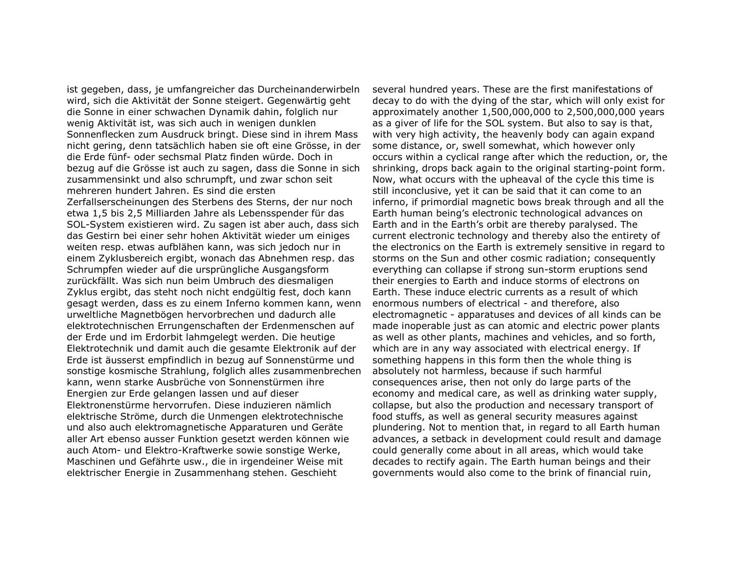ist gegeben, dass, je umfangreicher das Durcheinanderwirbeln wird, sich die Aktivität der Sonne steigert. Gegenwärtig geht die Sonne in einer schwachen Dynamik dahin, folglich nur wenig Aktivität ist, was sich auch in wenigen dunklen Sonnenflecken zum Ausdruck bringt. Diese sind in ihrem Mass nicht gering, denn tatsächlich haben sie oft eine Grösse, in der die Erde fünf- oder sechsmal Platz finden würde. Doch in bezug auf die Grösse ist auch zu sagen, dass die Sonne in sich zusammensinkt und also schrumpft, und zwar schon seit mehreren hundert Jahren. Es sind die ersten Zerfallserscheinungen des Sterbens des Sterns, der nur noch etwa 1,5 bis 2,5 Milliarden Jahre als Lebensspender für das SOL-System existieren wird. Zu sagen ist aber auch, dass sich das Gestirn bei einer sehr hohen Aktivität wieder um einiges weiten resp. etwas aufblähen kann, was sich jedoch nur in einem Zyklusbereich ergibt, wonach das Abnehmen resp. das Schrumpfen wieder auf die ursprüngliche Ausgangsform zurückfällt. Was sich nun beim Umbruch des diesmaligen Zyklus ergibt, das steht noch nicht endgültig fest, doch kann gesagt werden, dass es zu einem Inferno kommen kann, wenn urweltliche Magnetbögen hervorbrechen und dadurch alle elektrotechnischen Errungenschaften der Erdenmenschen auf der Erde und im Erdorbit lahmgelegt werden. Die heutige Elektrotechnik und damit auch die gesamte Elektronik auf der Erde ist äusserst empfindlich in bezug auf Sonnenstürme und sonstige kosmische Strahlung, folglich alles zusammenbrechen kann, wenn starke Ausbrüche von Sonnenstürmen ihre Energien zur Erde gelangen lassen und auf dieser Elektronenstürme hervorrufen. Diese induzieren nämlich elektrische Ströme, durch die Unmengen elektrotechnische und also auch elektromagnetische Apparaturen und Geräte aller Art ebenso ausser Funktion gesetzt werden können wie auch Atom- und Elektro-Kraftwerke sowie sonstige Werke, Maschinen und Gefährte usw., die in irgendeiner Weise mit elektrischer Energie in Zusammenhang stehen. Geschieht

several hundred years. These are the first manifestations of decay to do with the dying of the star, which will only exist for approximately another 1,500,000,000 to 2,500,000,000 years as a giver of life for the SOL system. But also to say is that, with very high activity, the heavenly body can again expand some distance, or, swell somewhat, which however only occurs within a cyclical range after which the reduction, or, the shrinking, drops back again to the original starting-point form. Now, what occurs with the upheaval of the cycle this time is still inconclusive, yet it can be said that it can come to an inferno, if primordial magnetic bows break through and all the Earth human being's electronic technological advances on Earth and in the Earth's orbit are thereby paralysed. The current electronic technology and thereby also the entirety of the electronics on the Earth is extremely sensitive in regard to storms on the Sun and other cosmic radiation; consequently everything can collapse if strong sun-storm eruptions send their energies to Earth and induce storms of electrons on Earth. These induce electric currents as a result of which enormous numbers of electrical - and therefore, also electromagnetic - apparatuses and devices of all kinds can be made inoperable just as can atomic and electric power plants as well as other plants, machines and vehicles, and so forth, which are in any way associated with electrical energy. If something happens in this form then the whole thing is absolutely not harmless, because if such harmful consequences arise, then not only do large parts of the economy and medical care, as well as drinking water supply, collapse, but also the production and necessary transport of food stuffs, as well as general security measures against plundering. Not to mention that, in regard to all Earth human advances, a setback in development could result and damage could generally come about in all areas, which would take decades to rectify again. The Earth human beings and their governments would also come to the brink of financial ruin,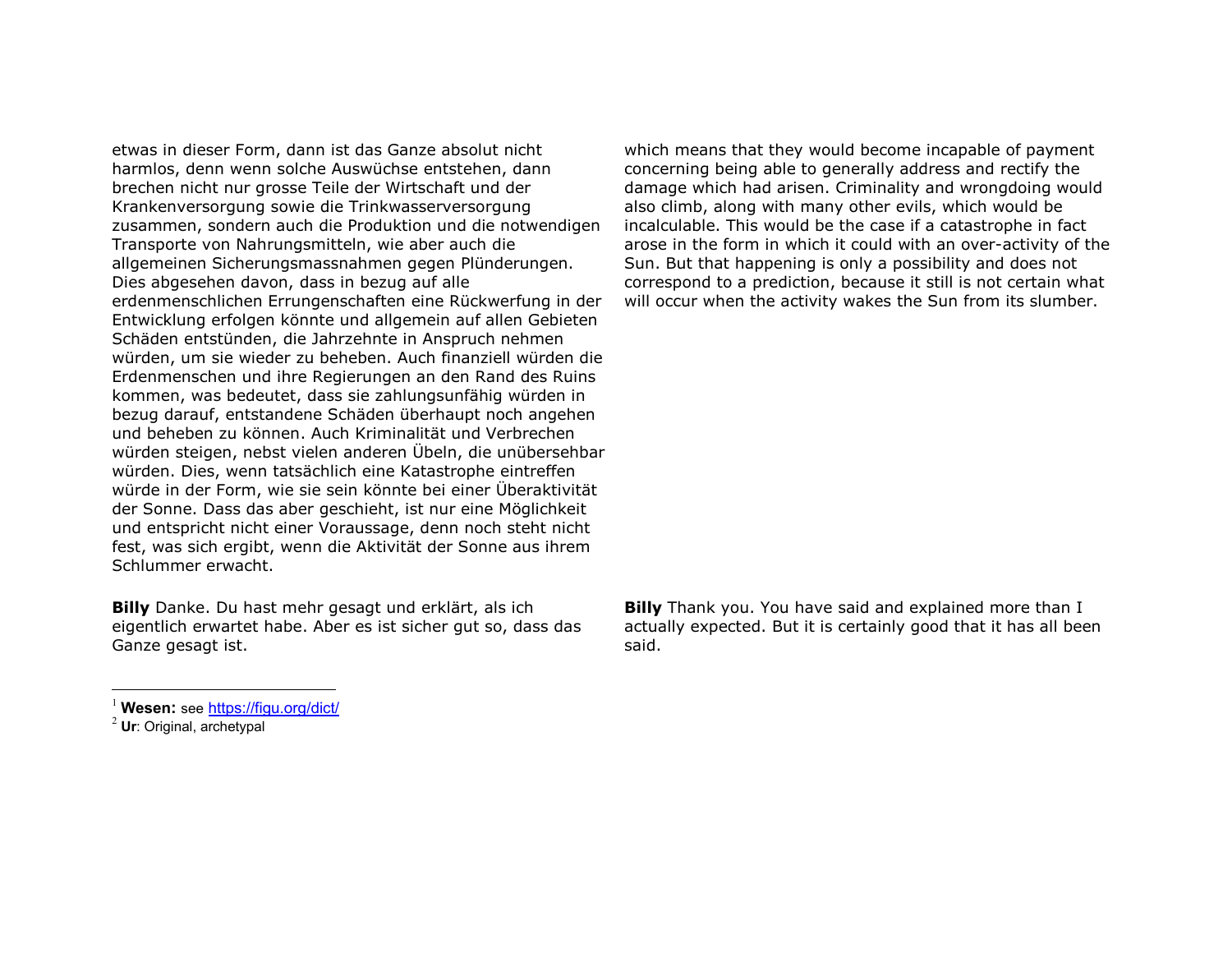etwas in dieser Form, dann ist das Ganze absolut nicht harmlos, denn wenn solche Auswüchse entstehen, dann brechen nicht nur grosse Teile der Wirtschaft und der Krankenversorgung sowie die Trinkwasserversorgung zusammen, sondern auch die Produktion und die notwendigen Transporte von Nahrungsmitteln, wie aber auch die allgemeinen Sicherungsmassnahmen gegen Plünderungen. Dies abgesehen davon, dass in bezug auf alle erdenmenschlichen Errungenschaften eine Rückwerfung in der Entwicklung erfolgen könnte und allgemein auf allen Gebieten Schäden entstünden, die Jahrzehnte in Anspruch nehmen würden, um sie wieder zu beheben. Auch finanziell würden die Erdenmenschen und ihre Regierungen an den Rand des Ruins kommen, was bedeutet, dass sie zahlungsunfähig würden in bezug darauf, entstandene Schäden überhaupt noch angehen und beheben zu können. Auch Kriminalität und Verbrechen würden steigen, nebst vielen anderen Übeln, die unübersehbar würden. Dies, wenn tatsächlich eine Katastrophe eintreffen würde in der Form, wie sie sein könnte bei einer Überaktivität der Sonne. Dass das aber geschieht, ist nur eine Möglichkeit und entspricht nicht einer Voraussage, denn noch steht nicht fest, was sich ergibt, wenn die Aktivität der Sonne aus ihrem Schlummer erwacht.

which means that they would become incapable of payment concerning being able to generally address and rectify the damage which had arisen. Criminality and wrongdoing would also climb, along with many other evils, which would be incalculable. This would be the case if a catastrophe in fact arose in the form in which it could with an over-activity of the Sun. But that happening is only a possibility and does not correspond to a prediction, because it still is not certain what will occur when the activity wakes the Sun from its slumber.

**Billy** Danke. Du hast mehr gesagt und erklärt, als ich eigentlich erwartet habe. Aber es ist sicher gut so, dass das Ganze gesagt ist.

**Billy** Thank you. You have said and explained more than I actually expected. But it is certainly good that it has all been said.

---

[1] **Wesen:** see https://figu.org/dict/

[2] **Ur**: Original, archetypal